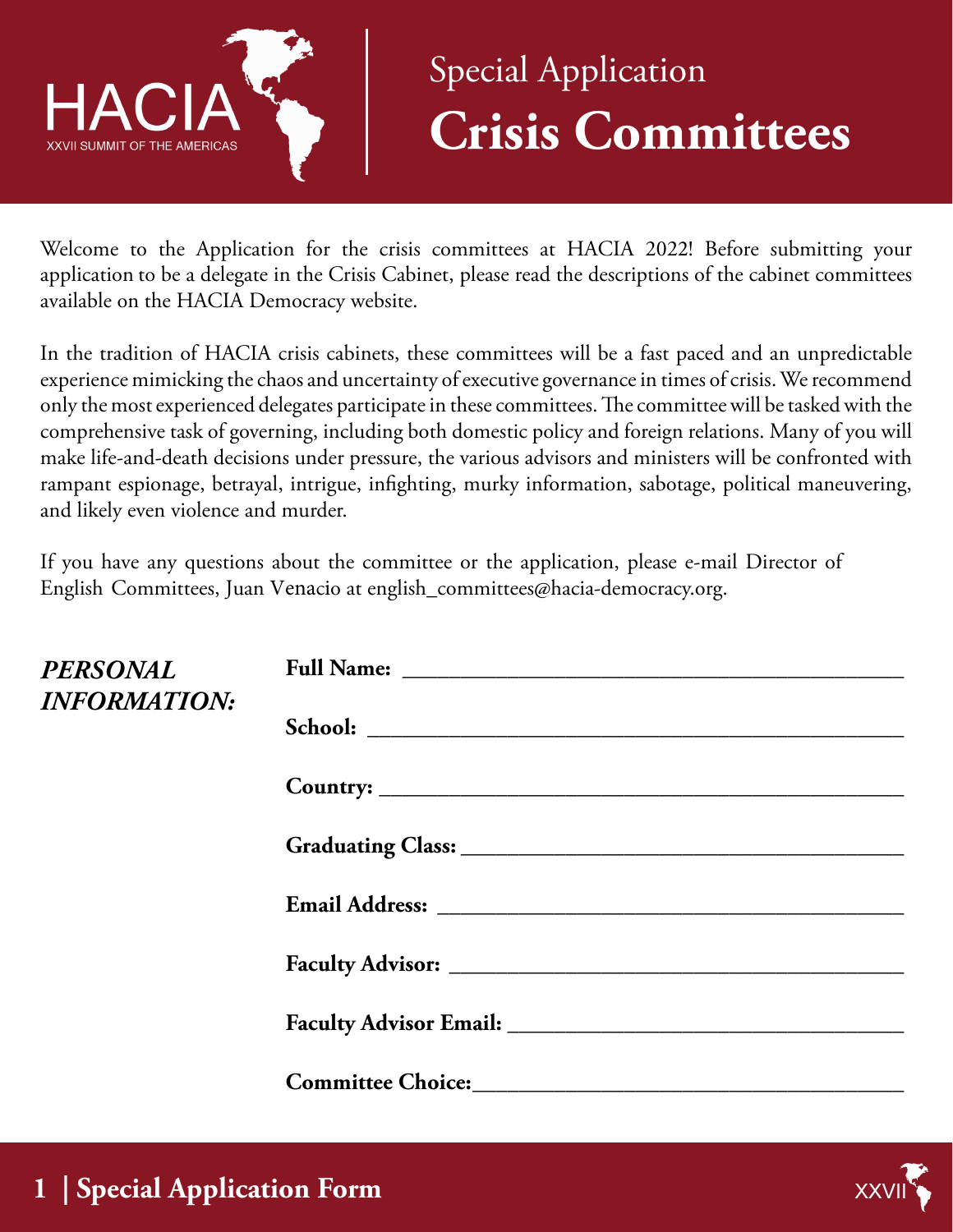HACIA

XXVII SUMMIT OF THE AMERICAS

# Special Application
# **Crisis Committees**

Welcome to the Application for the crisis committees at HACIA 2022! Before submitting your application to be a delegate in the Crisis Cabinet, please read the descriptions of the cabinet committees available on the HACIA Democracy website.

In the tradition of HACIA crisis cabinets, these committees will be a fast paced and an unpredictable experience mimicking the chaos and uncertainty of executive governance in times of crisis. We recommend only the most experienced delegates participate in these committees. The committee will be tasked with the comprehensive task of governing, including both domestic policy and foreign relations. Many of you will make life-and-death decisions under pressure, the various advisors and ministers will be confronted with rampant espionage, betrayal, intrigue, infighting, murky information, sabotage, political maneuvering, and likely even violence and murder.

If you have any questions about the committee or the application, please e-mail Director of English Committees, Juan Venacio at english_committees@hacia-democracy.org.

***PERSONAL INFORMATION:***

**Full Name:** ______________________________

**School:** ______________________________

**Country:** ______________________________

**Graduating Class:** ______________________________

**Email Address:** ______________________________

**Faculty Advisor:** ______________________________

**Faculty Advisor Email:** ______________________________

**Committee Choice:** ______________________________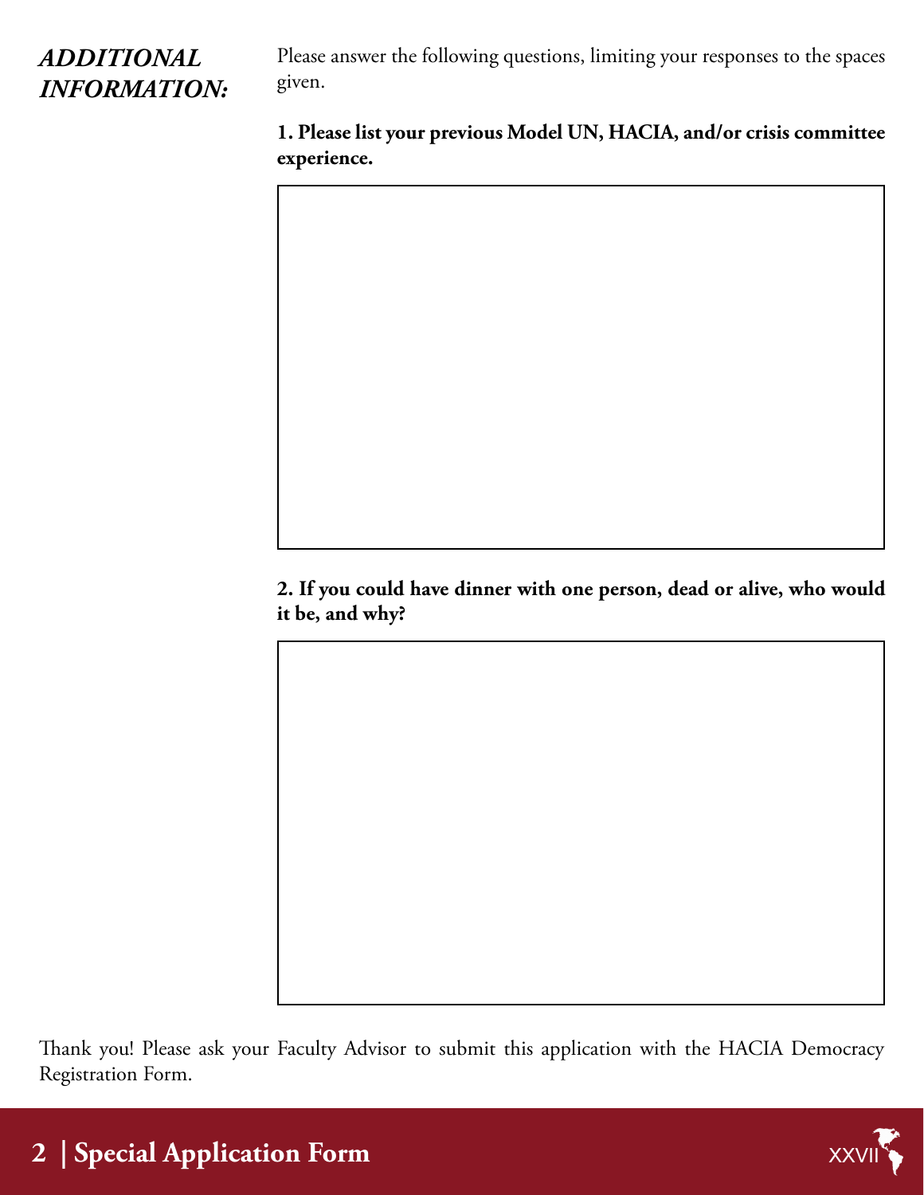## *ADDITIONAL INFORMATION:*

Please answer the following questions, limiting your responses to the spaces given.

**1. Please list your previous Model UN, HACIA, and/or crisis committee experience.**

**2. If you could have dinner with one person, dead or alive, who would it be, and why?**

Thank you! Please ask your Faculty Advisor to submit this application with the HACIA Democracy Registration Form.